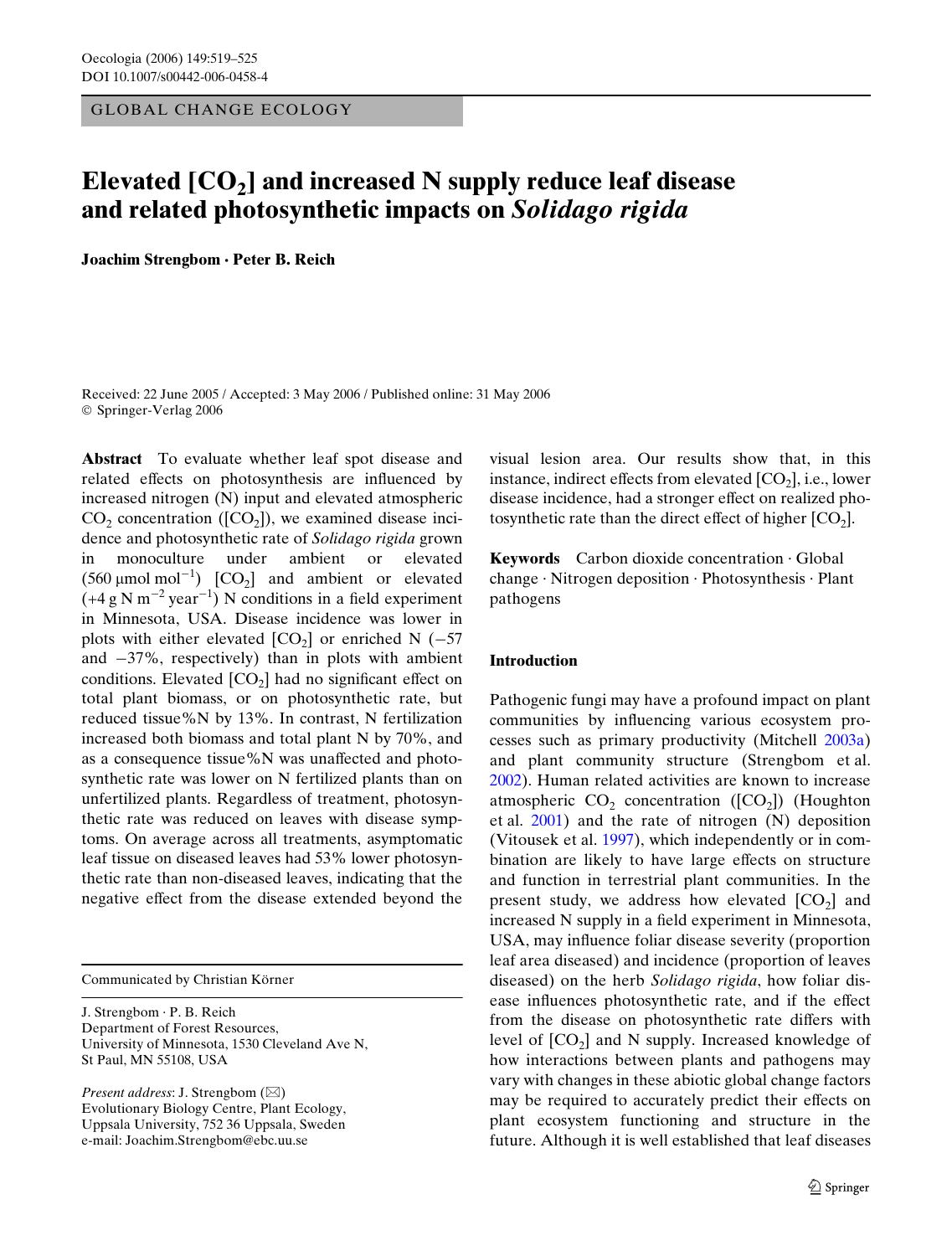GLOBAL CHANGE ECOLOGY

# Elevated [$CO_2$] and increased N supply reduce leaf disease and related photosynthetic impacts on *Solidago rigida*

**Joachim Strengbom · Peter B. Reich**

Received: 22 June 2005 / Accepted: 3 May 2006 / Published online: 31 May 2006
© Springer-Verlag 2006

**Abstract** To evaluate whether leaf spot disease and related effects on photosynthesis are influenced by increased nitrogen (N) input and elevated atmospheric $CO_2$ concentration ([$CO_2$]), we examined disease incidence and photosynthetic rate of *Solidago rigida* grown in monoculture under ambient or elevated (560 $\mu$mol mol$^{-1}$) [$CO_2$] and ambient or elevated (+4 g N m$^{-2}$ year$^{-1}$) N conditions in a field experiment in Minnesota, USA. Disease incidence was lower in plots with either elevated [$CO_2$] or enriched N (−57 and −37%, respectively) than in plots with ambient conditions. Elevated [$CO_2$] had no significant effect on total plant biomass, or on photosynthetic rate, but reduced tissue%N by 13%. In contrast, N fertilization increased both biomass and total plant N by 70%, and as a consequence tissue%N was unaffected and photosynthetic rate was lower on N fertilized plants than on unfertilized plants. Regardless of treatment, photosynthetic rate was reduced on leaves with disease symptoms. On average across all treatments, asymptomatic leaf tissue on diseased leaves had 53% lower photosynthetic rate than non-diseased leaves, indicating that the negative effect from the disease extended beyond the visual lesion area. Our results show that, in this instance, indirect effects from elevated [$CO_2$], i.e., lower disease incidence, had a stronger effect on realized photosynthetic rate than the direct effect of higher [$CO_2$].

**Keywords** Carbon dioxide concentration · Global change · Nitrogen deposition · Photosynthesis · Plant pathogens

Communicated by Christian Körner

J. Strengbom · P. B. Reich
Department of Forest Resources,
University of Minnesota, 1530 Cleveland Ave N,
St Paul, MN 55108, USA

*Present address*: J. Strengbom (✉)
Evolutionary Biology Centre, Plant Ecology,
Uppsala University, 752 36 Uppsala, Sweden
e-mail: Joachim.Strengbom@ebc.uu.se

## Introduction

Pathogenic fungi may have a profound impact on plant communities by influencing various ecosystem processes such as primary productivity (Mitchell 2003a) and plant community structure (Strengbom et al. 2002). Human related activities are known to increase atmospheric $CO_2$ concentration ([$CO_2$]) (Houghton et al. 2001) and the rate of nitrogen (N) deposition (Vitousek et al. 1997), which independently or in combination are likely to have large effects on structure and function in terrestrial plant communities. In the present study, we address how elevated [$CO_2$] and increased N supply in a field experiment in Minnesota, USA, may influence foliar disease severity (proportion leaf area diseased) and incidence (proportion of leaves diseased) on the herb *Solidago rigida*, how foliar disease influences photosynthetic rate, and if the effect from the disease on photosynthetic rate differs with level of [$CO_2$] and N supply. Increased knowledge of how interactions between plants and pathogens may vary with changes in these abiotic global change factors may be required to accurately predict their effects on plant ecosystem functioning and structure in the future. Although it is well established that leaf diseases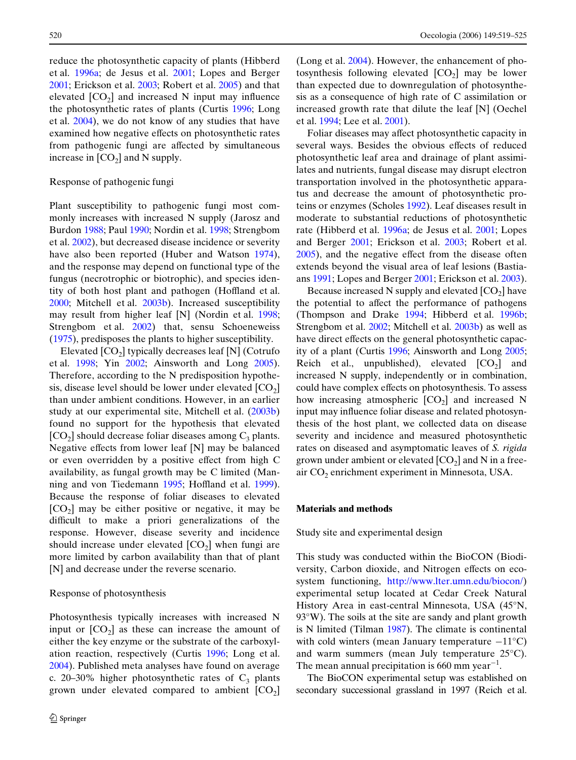reduce the photosynthetic capacity of plants (Hibberd et al. 1996a; de Jesus et al. 2001; Lopes and Berger 2001; Erickson et al. 2003; Robert et al. 2005) and that elevated [$CO_2$] and increased N input may influence the photosynthetic rates of plants (Curtis 1996; Long et al. 2004), we do not know of any studies that have examined how negative effects on photosynthetic rates from pathogenic fungi are affected by simultaneous increase in [$CO_2$] and N supply.

### Response of pathogenic fungi

Plant susceptibility to pathogenic fungi most commonly increases with increased N supply (Jarosz and Burdon 1988; Paul 1990; Nordin et al. 1998; Strengbom et al. 2002), but decreased disease incidence or severity have also been reported (Huber and Watson 1974), and the response may depend on functional type of the fungus (necrotrophic or biotrophic), and species identity of both host plant and pathogen (Hoffland et al. 2000; Mitchell et al. 2003b). Increased susceptibility may result from higher leaf [N] (Nordin et al. 1998; Strengbom et al. 2002) that, sensu Schoeneweiss (1975), predisposes the plants to higher susceptibility.

Elevated [$CO_2$] typically decreases leaf [N] (Cotrufo et al. 1998; Yin 2002; Ainsworth and Long 2005). Therefore, according to the N predisposition hypothesis, disease level should be lower under elevated [$CO_2$] than under ambient conditions. However, in an earlier study at our experimental site, Mitchell et al. (2003b) found no support for the hypothesis that elevated [$CO_2$] should decrease foliar diseases among $C_3$ plants. Negative effects from lower leaf [N] may be balanced or even overridden by a positive effect from high C availability, as fungal growth may be C limited (Manning and von Tiedemann 1995; Hoffland et al. 1999). Because the response of foliar diseases to elevated [$CO_2$] may be either positive or negative, it may be difficult to make a priori generalizations of the response. However, disease severity and incidence should increase under elevated [$CO_2$] when fungi are more limited by carbon availability than that of plant [N] and decrease under the reverse scenario.

### Response of photosynthesis

Photosynthesis typically increases with increased N input or [$CO_2$] as these can increase the amount of either the key enzyme or the substrate of the carboxylation reaction, respectively (Curtis 1996; Long et al. 2004). Published meta analyses have found on average c. 20–30% higher photosynthetic rates of $C_3$ plants grown under elevated compared to ambient [$CO_2$] (Long et al. 2004). However, the enhancement of photosynthesis following elevated [$CO_2$] may be lower than expected due to downregulation of photosynthesis as a consequence of high rate of C assimilation or increased growth rate that dilute the leaf [N] (Oechel et al. 1994; Lee et al. 2001).

Foliar diseases may affect photosynthetic capacity in several ways. Besides the obvious effects of reduced photosynthetic leaf area and drainage of plant assimilates and nutrients, fungal disease may disrupt electron transportation involved in the photosynthetic apparatus and decrease the amount of photosynthetic proteins or enzymes (Scholes 1992). Leaf diseases result in moderate to substantial reductions of photosynthetic rate (Hibberd et al. 1996a; de Jesus et al. 2001; Lopes and Berger 2001; Erickson et al. 2003; Robert et al. 2005), and the negative effect from the disease often extends beyond the visual area of leaf lesions (Bastiaans 1991; Lopes and Berger 2001; Erickson et al. 2003).

Because increased N supply and elevated [$CO_2$] have the potential to affect the performance of pathogens (Thompson and Drake 1994; Hibberd et al. 1996b; Strengbom et al. 2002; Mitchell et al. 2003b) as well as have direct effects on the general photosynthetic capacity of a plant (Curtis 1996; Ainsworth and Long 2005; Reich et al., unpublished), elevated [$CO_2$] and increased N supply, independently or in combination, could have complex effects on photosynthesis. To assess how increasing atmospheric [$CO_2$] and increased N input may influence foliar disease and related photosynthesis of the host plant, we collected data on disease severity and incidence and measured photosynthetic rates on diseased and asymptomatic leaves of *S. rigida* grown under ambient or elevated [$CO_2$] and N in a free-air $CO_2$ enrichment experiment in Minnesota, USA.

## Materials and methods

### Study site and experimental design

This study was conducted within the BioCON (Biodiversity, Carbon dioxide, and Nitrogen effects on ecosystem functioning, http://www.lter.umn.edu/biocon/) experimental setup located at Cedar Creek Natural History Area in east-central Minnesota, USA (45°N, 93°W). The soils at the site are sandy and plant growth is N limited (Tilman 1987). The climate is continental with cold winters (mean January temperature −11°C) and warm summers (mean July temperature 25°C). The mean annual precipitation is 660 mm year$^{-1}$.

The BioCON experimental setup was established on secondary successional grassland in 1997 (Reich et al.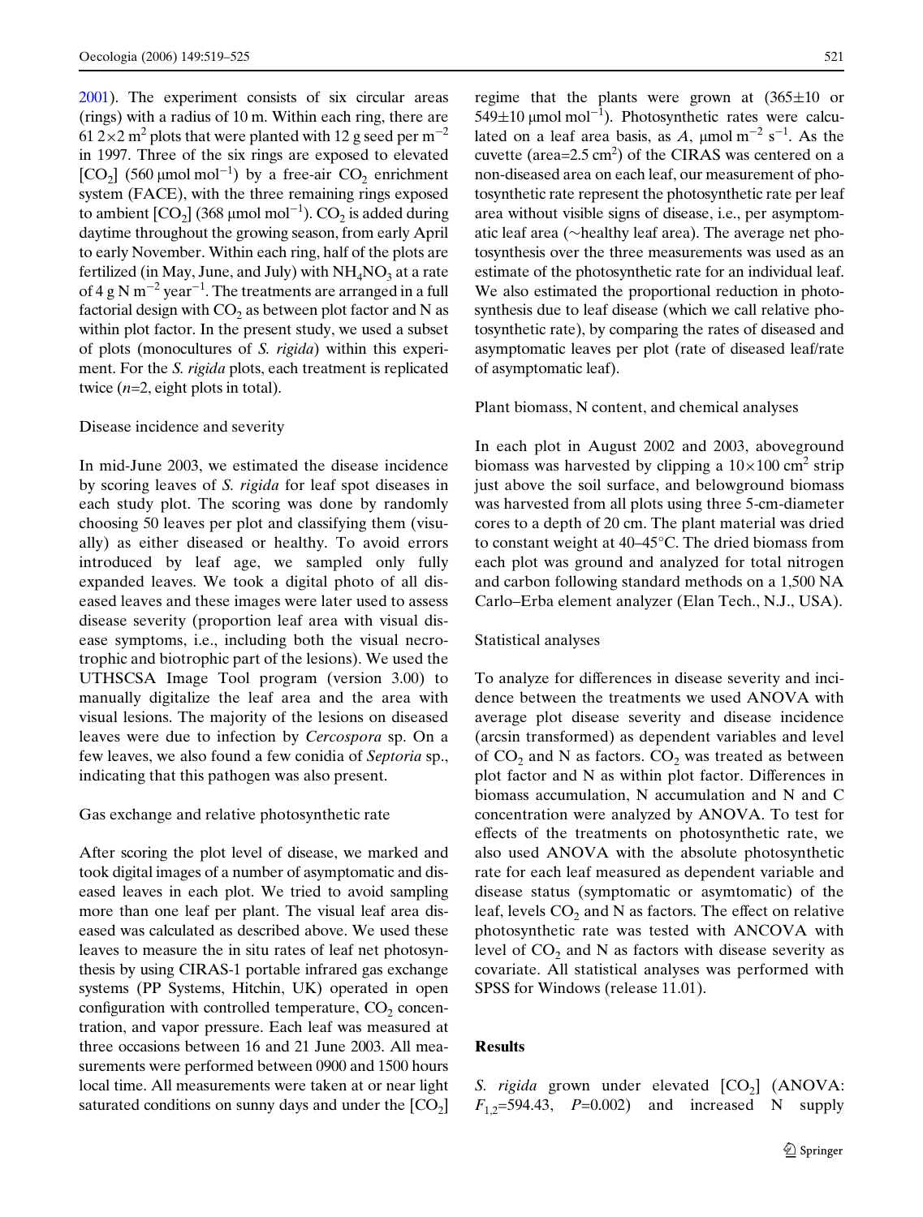2001). The experiment consists of six circular areas (rings) with a radius of 10 m. Within each ring, there are 61 $2 \times 2$ m$^2$ plots that were planted with 12 g seed per m$^{-2}$ in 1997. Three of the six rings are exposed to elevated [$CO_2$] (560 μmol mol$^{-1}$) by a free-air $CO_2$ enrichment system (FACE), with the three remaining rings exposed to ambient [$CO_2$] (368 μmol mol$^{-1}$). $CO_2$ is added during daytime throughout the growing season, from early April to early November. Within each ring, half of the plots are fertilized (in May, June, and July) with $NH_4NO_3$ at a rate of 4 g N m$^{-2}$ year$^{-1}$. The treatments are arranged in a full factorial design with $CO_2$ as between plot factor and N as within plot factor. In the present study, we used a subset of plots (monocultures of *S. rigida*) within this experiment. For the *S. rigida* plots, each treatment is replicated twice ($n$=2, eight plots in total).

### Disease incidence and severity

In mid-June 2003, we estimated the disease incidence by scoring leaves of *S. rigida* for leaf spot diseases in each study plot. The scoring was done by randomly choosing 50 leaves per plot and classifying them (visually) as either diseased or healthy. To avoid errors introduced by leaf age, we sampled only fully expanded leaves. We took a digital photo of all diseased leaves and these images were later used to assess disease severity (proportion leaf area with visual disease symptoms, i.e., including both the visual necrotrophic and biotrophic part of the lesions). We used the UTHSCSA Image Tool program (version 3.00) to manually digitalize the leaf area and the area with visual lesions. The majority of the lesions on diseased leaves were due to infection by *Cercospora* sp. On a few leaves, we also found a few conidia of *Septoria* sp., indicating that this pathogen was also present.

### Gas exchange and relative photosynthetic rate

After scoring the plot level of disease, we marked and took digital images of a number of asymptomatic and diseased leaves in each plot. We tried to avoid sampling more than one leaf per plant. The visual leaf area diseased was calculated as described above. We used these leaves to measure the in situ rates of leaf net photosynthesis by using CIRAS-1 portable infrared gas exchange systems (PP Systems, Hitchin, UK) operated in open configuration with controlled temperature, $CO_2$ concentration, and vapor pressure. Each leaf was measured at three occasions between 16 and 21 June 2003. All measurements were performed between 0900 and 1500 hours local time. All measurements were taken at or near light saturated conditions on sunny days and under the [$CO_2$] regime that the plants were grown at (365±10 or 549±10 μmol mol$^{-1}$). Photosynthetic rates were calculated on a leaf area basis, as $A$, μmol m$^{-2}$ s$^{-1}$. As the cuvette (area=2.5 cm$^2$) of the CIRAS was centered on a non-diseased area on each leaf, our measurement of photosynthetic rate represent the photosynthetic rate per leaf area without visible signs of disease, i.e., per asymptomatic leaf area (~healthy leaf area). The average net photosynthesis over the three measurements was used as an estimate of the photosynthetic rate for an individual leaf. We also estimated the proportional reduction in photosynthesis due to leaf disease (which we call relative photosynthetic rate), by comparing the rates of diseased and asymptomatic leaves per plot (rate of diseased leaf/rate of asymptomatic leaf).

### Plant biomass, N content, and chemical analyses

In each plot in August 2002 and 2003, aboveground biomass was harvested by clipping a $10 \times 100$ cm$^2$ strip just above the soil surface, and belowground biomass was harvested from all plots using three 5-cm-diameter cores to a depth of 20 cm. The plant material was dried to constant weight at 40–45°C. The dried biomass from each plot was ground and analyzed for total nitrogen and carbon following standard methods on a 1,500 NA Carlo–Erba element analyzer (Elan Tech., N.J., USA).

### Statistical analyses

To analyze for differences in disease severity and incidence between the treatments we used ANOVA with average plot disease severity and disease incidence (arcsin transformed) as dependent variables and level of $CO_2$ and N as factors. $CO_2$ was treated as between plot factor and N as within plot factor. Differences in biomass accumulation, N accumulation and N and C concentration were analyzed by ANOVA. To test for effects of the treatments on photosynthetic rate, we also used ANOVA with the absolute photosynthetic rate for each leaf measured as dependent variable and disease status (symptomatic or asymtomatic) of the leaf, levels $CO_2$ and N as factors. The effect on relative photosynthetic rate was tested with ANCOVA with level of $CO_2$ and N as factors with disease severity as covariate. All statistical analyses was performed with SPSS for Windows (release 11.01).

## Results

*S. rigida* grown under elevated [$CO_2$] (ANOVA: $F_{1,2}$=594.43, $P$=0.002) and increased N supply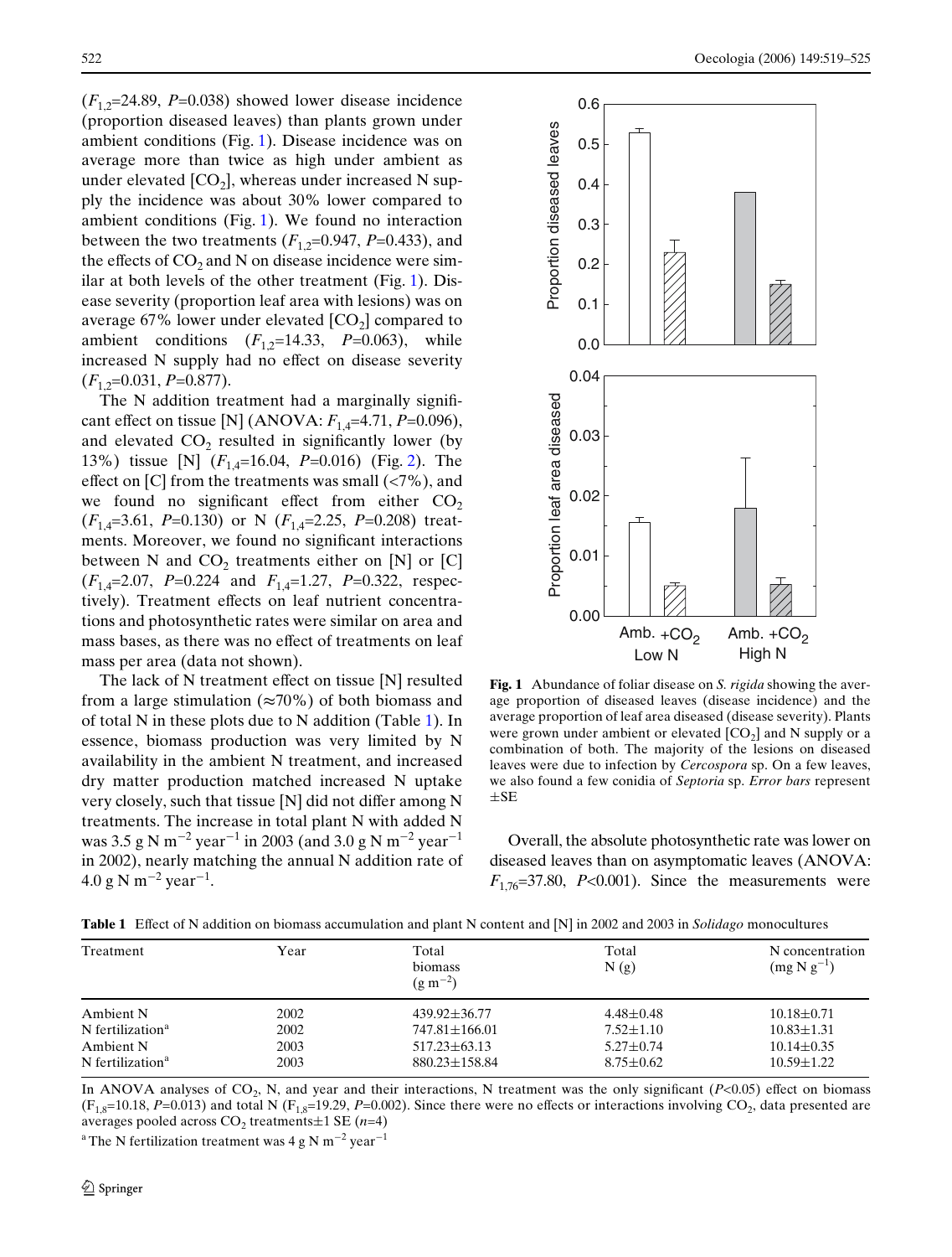($F_{1,2}$=24.89, $P$=0.038) showed lower disease incidence (proportion diseased leaves) than plants grown under ambient conditions (Fig. 1). Disease incidence was on average more than twice as high under ambient as under elevated [$CO_2$], whereas under increased N supply the incidence was about 30% lower compared to ambient conditions (Fig. 1). We found no interaction between the two treatments ($F_{1,2}$=0.947, $P$=0.433), and the effects of $CO_2$ and N on disease incidence were similar at both levels of the other treatment (Fig. 1). Disease severity (proportion leaf area with lesions) was on average 67% lower under elevated [$CO_2$] compared to ambient conditions ($F_{1,2}$=14.33, $P$=0.063), while increased N supply had no effect on disease severity ($F_{1,2}$=0.031, $P$=0.877).

The N addition treatment had a marginally significant effect on tissue [N] (ANOVA: $F_{1,4}$=4.71, $P$=0.096), and elevated $CO_2$ resulted in significantly lower (by 13%) tissue [N] ($F_{1,4}$=16.04, $P$=0.016) (Fig. 2). The effect on [C] from the treatments was small (<7%), and we found no significant effect from either $CO_2$ ($F_{1,4}$=3.61, $P$=0.130) or N ($F_{1,4}$=2.25, $P$=0.208) treatments. Moreover, we found no significant interactions between N and $CO_2$ treatments either on [N] or [C] ($F_{1,4}$=2.07, $P$=0.224 and $F_{1,4}$=1.27, $P$=0.322, respectively). Treatment effects on leaf nutrient concentrations and photosynthetic rates were similar on area and mass bases, as there was no effect of treatments on leaf mass per area (data not shown).

The lack of N treatment effect on tissue [N] resulted from a large stimulation (≈70%) of both biomass and of total N in these plots due to N addition (Table 1). In essence, biomass production was very limited by N availability in the ambient N treatment, and increased dry matter production matched increased N uptake very closely, such that tissue [N] did not differ among N treatments. The increase in total plant N with added N was 3.5 g N $m^{-2}$ $year^{-1}$ in 2003 (and 3.0 g N $m^{-2}$ $year^{-1}$ in 2002), nearly matching the annual N addition rate of 4.0 g N $m^{-2}$ $year^{-1}$.

**Fig. 1** Abundance of foliar disease on *S. rigida* showing the average proportion of diseased leaves (disease incidence) and the average proportion of leaf area diseased (disease severity). Plants were grown under ambient or elevated [$CO_2$] and N supply or a combination of both. The majority of the lesions on diseased leaves were due to infection by *Cercospora* sp. On a few leaves, we also found a few conidia of *Septoria* sp. *Error bars* represent ±SE

Overall, the absolute photosynthetic rate was lower on diseased leaves than on asymptomatic leaves (ANOVA: $F_{1,76}$=37.80, $P$<0.001). Since the measurements were

**Table 1** Effect of N addition on biomass accumulation and plant N content and [N] in 2002 and 2003 in *Solidago* monocultures

| Treatment | Year | Total biomass ($g\ m^{-2}$) | Total N (g) | N concentration (mg N $g^{-1}$) |
|---|---|---|---|---|
| Ambient N | 2002 | 439.92±36.77 | 4.48±0.48 | 10.18±0.71 |
| N fertilization[a] | 2002 | 747.81±166.01 | 7.52±1.10 | 10.83±1.31 |
| Ambient N | 2003 | 517.23±63.13 | 5.27±0.74 | 10.14±0.35 |
| N fertilization[a] | 2003 | 880.23±158.84 | 8.75±0.62 | 10.59±1.22 |

In ANOVA analyses of $CO_2$, N, and year and their interactions, N treatment was the only significant ($P$<0.05) effect on biomass ($F_{1,8}$=10.18, $P$=0.013) and total N ($F_{1,8}$=19.29, $P$=0.002). Since there were no effects or interactions involving $CO_2$, data presented are averages pooled across $CO_2$ treatments±1 SE ($n$=4)

[a] The N fertilization treatment was 4 g N $m^{-2}$ $year^{-1}$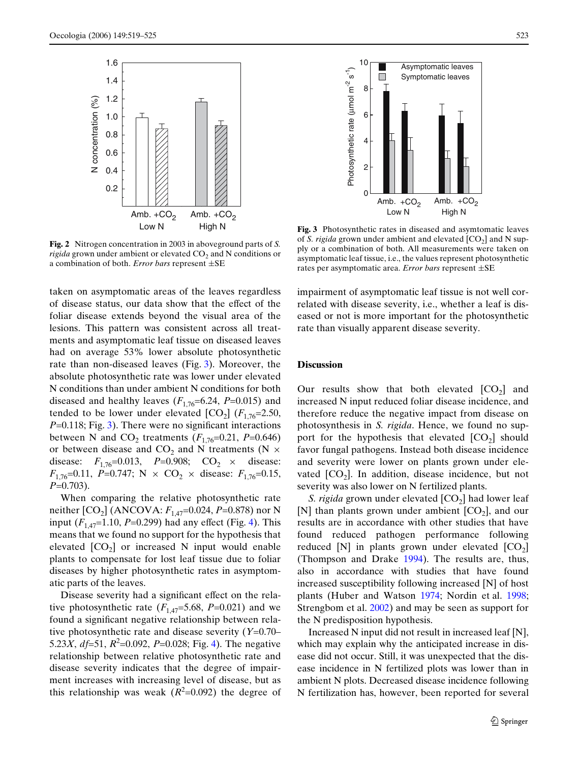Fig. 2 Nitrogen concentration in 2003 in aboveground parts of *S. rigida* grown under ambient or elevated $CO_2$ and N conditions or a combination of both. *Error bars* represent ±SE

Fig. 3 Photosynthetic rates in diseased and asymtomatic leaves of *S. rigida* grown under ambient and elevated [$CO_2$] and N supply or a combination of both. All measurements were taken on asymptomatic leaf tissue, i.e., the values represent photosynthetic rates per asymptomatic area. *Error bars* represent ±SE

taken on asymptomatic areas of the leaves regardless of disease status, our data show that the effect of the foliar disease extends beyond the visual area of the lesions. This pattern was consistent across all treatments and asymptomatic leaf tissue on diseased leaves had on average 53% lower absolute photosynthetic rate than non-diseased leaves (Fig. 3). Moreover, the absolute photosynthetic rate was lower under elevated N conditions than under ambient N conditions for both diseased and healthy leaves ($F_{1,76}$=6.24, $P$=0.015) and tended to be lower under elevated [$CO_2$] ($F_{1,76}$=2.50, $P$=0.118; Fig. 3). There were no significant interactions between N and $CO_2$ treatments ($F_{1,76}$=0.21, $P$=0.646) or between disease and $CO_2$ and N treatments (N × disease: $F_{1,76}$=0.013, $P$=0.908; $CO_2$ × disease: $F_{1,76}$=0.11, $P$=0.747; N × $CO_2$ × disease: $F_{1,76}$=0.15, $P$=0.703).

When comparing the relative photosynthetic rate neither [$CO_2$] (ANCOVA: $F_{1,47}$=0.024, $P$=0.878) nor N input ($F_{1,47}$=1.10, $P$=0.299) had any effect (Fig. 4). This means that we found no support for the hypothesis that elevated [$CO_2$] or increased N input would enable plants to compensate for lost leaf tissue due to foliar diseases by higher photosynthetic rates in asymptomatic parts of the leaves.

Disease severity had a significant effect on the relative photosynthetic rate ($F_{1,47}$=5.68, $P$=0.021) and we found a significant negative relationship between relative photosynthetic rate and disease severity ($Y$=0.70–5.23$X$, $df$=51, $R^2$=0.092, $P$=0.028; Fig. 4). The negative relationship between relative photosynthetic rate and disease severity indicates that the degree of impairment increases with increasing level of disease, but as this relationship was weak ($R^2$=0.092) the degree of impairment of asymptomatic leaf tissue is not well correlated with disease severity, i.e., whether a leaf is diseased or not is more important for the photosynthetic rate than visually apparent disease severity.

## Discussion

Our results show that both elevated [$CO_2$] and increased N input reduced foliar disease incidence, and therefore reduce the negative impact from disease on photosynthesis in *S. rigida*. Hence, we found no support for the hypothesis that elevated [$CO_2$] should favor fungal pathogens. Instead both disease incidence and severity were lower on plants grown under elevated [$CO_2$]. In addition, disease incidence, but not severity was also lower on N fertilized plants.

*S. rigida* grown under elevated [$CO_2$] had lower leaf [N] than plants grown under ambient [$CO_2$], and our results are in accordance with other studies that have found reduced pathogen performance following reduced [N] in plants grown under elevated [$CO_2$] (Thompson and Drake 1994). The results are, thus, also in accordance with studies that have found increased susceptibility following increased [N] of host plants (Huber and Watson 1974; Nordin et al. 1998; Strengbom et al. 2002) and may be seen as support for the N predisposition hypothesis.

Increased N input did not result in increased leaf [N], which may explain why the anticipated increase in disease did not occur. Still, it was unexpected that the disease incidence in N fertilized plots was lower than in ambient N plots. Decreased disease incidence following N fertilization has, however, been reported for several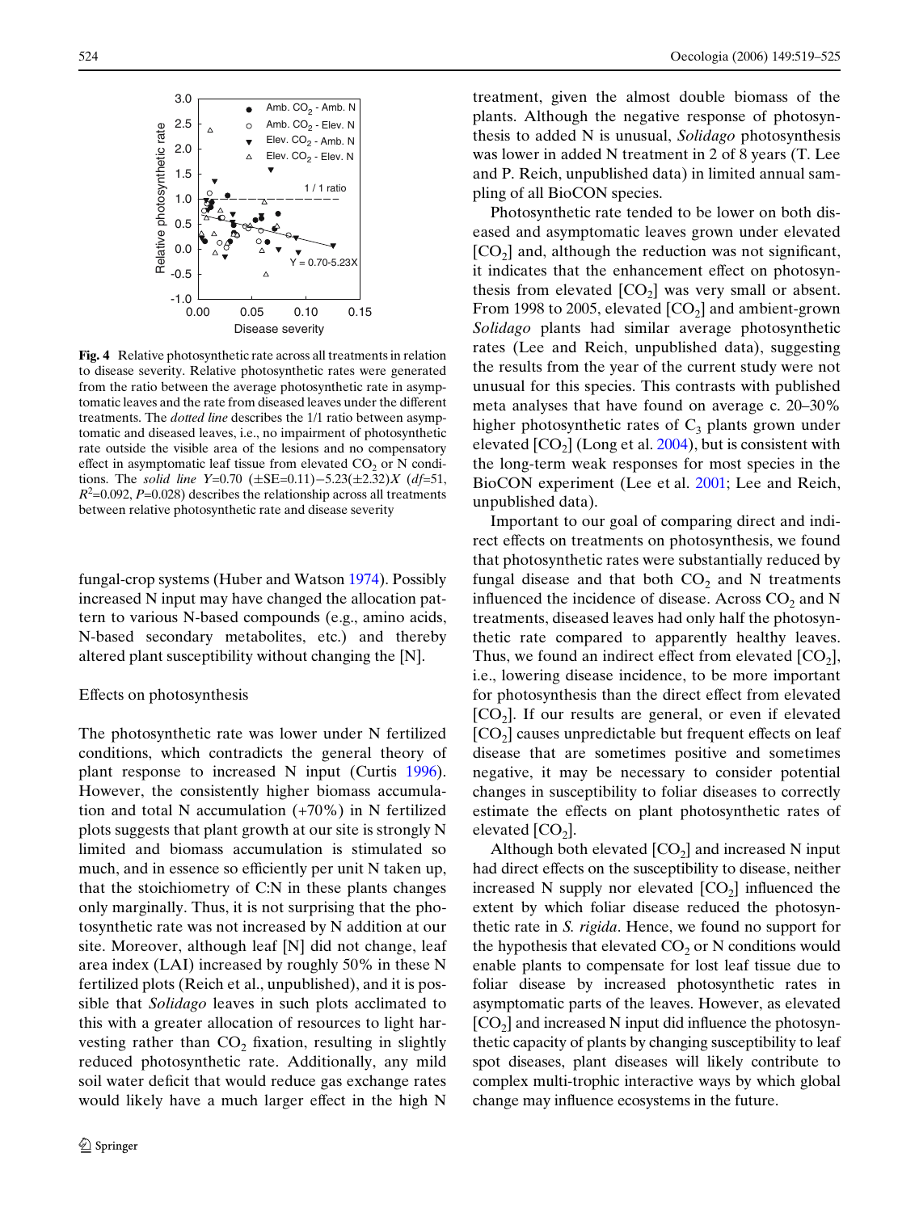**Fig. 4** Relative photosynthetic rate across all treatments in relation to disease severity. Relative photosynthetic rates were generated from the ratio between the average photosynthetic rate in asymptomatic leaves and the rate from diseased leaves under the different treatments. The *dotted line* describes the 1/1 ratio between asymptomatic and diseased leaves, i.e., no impairment of photosynthetic rate outside the visible area of the lesions and no compensatory effect in asymptomatic leaf tissue from elevated $CO_2$ or N conditions. The *solid line* $Y$=0.70 (±SE=0.11)−5.23(±2.32)$X$ ($df$=51, $R^2$=0.092, $P$=0.028) describes the relationship across all treatments between relative photosynthetic rate and disease severity

fungal-crop systems (Huber and Watson 1974). Possibly increased N input may have changed the allocation pattern to various N-based compounds (e.g., amino acids, N-based secondary metabolites, etc.) and thereby altered plant susceptibility without changing the [N].

## Effects on photosynthesis

The photosynthetic rate was lower under N fertilized conditions, which contradicts the general theory of plant response to increased N input (Curtis 1996). However, the consistently higher biomass accumulation and total N accumulation (+70%) in N fertilized plots suggests that plant growth at our site is strongly N limited and biomass accumulation is stimulated so much, and in essence so efficiently per unit N taken up, that the stoichiometry of C:N in these plants changes only marginally. Thus, it is not surprising that the photosynthetic rate was not increased by N addition at our site. Moreover, although leaf [N] did not change, leaf area index (LAI) increased by roughly 50% in these N fertilized plots (Reich et al., unpublished), and it is possible that *Solidago* leaves in such plots acclimated to this with a greater allocation of resources to light harvesting rather than $CO_2$ fixation, resulting in slightly reduced photosynthetic rate. Additionally, any mild soil water deficit that would reduce gas exchange rates would likely have a much larger effect in the high N treatment, given the almost double biomass of the plants. Although the negative response of photosynthesis to added N is unusual, *Solidago* photosynthesis was lower in added N treatment in 2 of 8 years (T. Lee and P. Reich, unpublished data) in limited annual sampling of all BioCON species.

Photosynthetic rate tended to be lower on both diseased and asymptomatic leaves grown under elevated [$CO_2$] and, although the reduction was not significant, it indicates that the enhancement effect on photosynthesis from elevated [$CO_2$] was very small or absent. From 1998 to 2005, elevated [$CO_2$] and ambient-grown *Solidago* plants had similar average photosynthetic rates (Lee and Reich, unpublished data), suggesting the results from the year of the current study were not unusual for this species. This contrasts with published meta analyses that have found on average c. 20–30% higher photosynthetic rates of $C_3$ plants grown under elevated [$CO_2$] (Long et al. 2004), but is consistent with the long-term weak responses for most species in the BioCON experiment (Lee et al. 2001; Lee and Reich, unpublished data).

Important to our goal of comparing direct and indirect effects on treatments on photosynthesis, we found that photosynthetic rates were substantially reduced by fungal disease and that both $CO_2$ and N treatments influenced the incidence of disease. Across $CO_2$ and N treatments, diseased leaves had only half the photosynthetic rate compared to apparently healthy leaves. Thus, we found an indirect effect from elevated [$CO_2$], i.e., lowering disease incidence, to be more important for photosynthesis than the direct effect from elevated [$CO_2$]. If our results are general, or even if elevated [$CO_2$] causes unpredictable but frequent effects on leaf disease that are sometimes positive and sometimes negative, it may be necessary to consider potential changes in susceptibility to foliar diseases to correctly estimate the effects on plant photosynthetic rates of elevated [$CO_2$].

Although both elevated [$CO_2$] and increased N input had direct effects on the susceptibility to disease, neither increased N supply nor elevated [$CO_2$] influenced the extent by which foliar disease reduced the photosynthetic rate in *S. rigida*. Hence, we found no support for the hypothesis that elevated $CO_2$ or N conditions would enable plants to compensate for lost leaf tissue due to foliar disease by increased photosynthetic rates in asymptomatic parts of the leaves. However, as elevated [$CO_2$] and increased N input did influence the photosynthetic capacity of plants by changing susceptibility to leaf spot diseases, plant diseases will likely contribute to complex multi-trophic interactive ways by which global change may influence ecosystems in the future.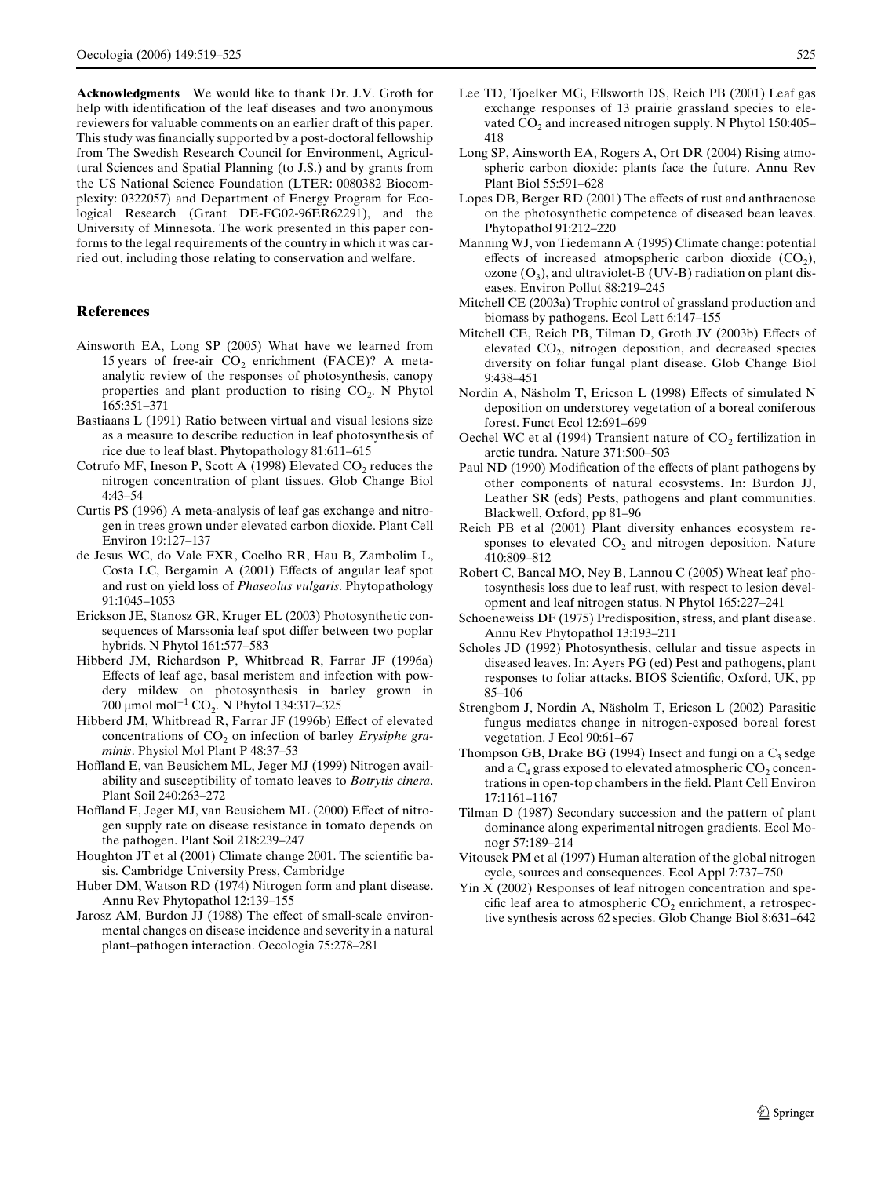**Acknowledgments** We would like to thank Dr. J.V. Groth for help with identification of the leaf diseases and two anonymous reviewers for valuable comments on an earlier draft of this paper. This study was financially supported by a post-doctoral fellowship from The Swedish Research Council for Environment, Agricultural Sciences and Spatial Planning (to J.S.) and by grants from the US National Science Foundation (LTER: 0080382 Biocomplexity: 0322057) and Department of Energy Program for Ecological Research (Grant DE-FG02-96ER62291), and the University of Minnesota. The work presented in this paper conforms to the legal requirements of the country in which it was carried out, including those relating to conservation and welfare.

## References

Ainsworth EA, Long SP (2005) What have we learned from 15 years of free-air $CO_2$ enrichment (FACE)? A meta-analytic review of the responses of photosynthesis, canopy properties and plant production to rising $CO_2$. N Phytol 165:351–371

Bastiaans L (1991) Ratio between virtual and visual lesions size as a measure to describe reduction in leaf photosynthesis of rice due to leaf blast. Phytopathology 81:611–615

Cotrufo MF, Ineson P, Scott A (1998) Elevated $CO_2$ reduces the nitrogen concentration of plant tissues. Glob Change Biol 4:43–54

Curtis PS (1996) A meta-analysis of leaf gas exchange and nitrogen in trees grown under elevated carbon dioxide. Plant Cell Environ 19:127–137

de Jesus WC, do Vale FXR, Coelho RR, Hau B, Zambolim L, Costa LC, Bergamin A (2001) Effects of angular leaf spot and rust on yield loss of *Phaseolus vulgaris*. Phytopathology 91:1045–1053

Erickson JE, Stanosz GR, Kruger EL (2003) Photosynthetic consequences of Marssonia leaf spot differ between two poplar hybrids. N Phytol 161:577–583

Hibberd JM, Richardson P, Whitbread R, Farrar JF (1996a) Effects of leaf age, basal meristem and infection with powdery mildew on photosynthesis in barley grown in 700 $\mu$mol mol$^{-1}$ $CO_2$. N Phytol 134:317–325

Hibberd JM, Whitbread R, Farrar JF (1996b) Effect of elevated concentrations of $CO_2$ on infection of barley *Erysiphe graminis*. Physiol Mol Plant P 48:37–53

Hoffland E, van Beusichem ML, Jeger MJ (1999) Nitrogen availability and susceptibility of tomato leaves to *Botrytis cinera*. Plant Soil 240:263–272

Hoffland E, Jeger MJ, van Beusichem ML (2000) Effect of nitrogen supply rate on disease resistance in tomato depends on the pathogen. Plant Soil 218:239–247

Houghton JT et al (2001) Climate change 2001. The scientific basis. Cambridge University Press, Cambridge

Huber DM, Watson RD (1974) Nitrogen form and plant disease. Annu Rev Phytopathol 12:139–155

Jarosz AM, Burdon JJ (1988) The effect of small-scale environmental changes on disease incidence and severity in a natural plant–pathogen interaction. Oecologia 75:278–281

Lee TD, Tjoelker MG, Ellsworth DS, Reich PB (2001) Leaf gas exchange responses of 13 prairie grassland species to elevated $CO_2$ and increased nitrogen supply. N Phytol 150:405–418

Long SP, Ainsworth EA, Rogers A, Ort DR (2004) Rising atmospheric carbon dioxide: plants face the future. Annu Rev Plant Biol 55:591–628

Lopes DB, Berger RD (2001) The effects of rust and anthracnose on the photosynthetic competence of diseased bean leaves. Phytopathol 91:212–220

Manning WJ, von Tiedemann A (1995) Climate change: potential effects of increased atmopspheric carbon dioxide ($CO_2$), ozone ($O_3$), and ultraviolet-B (UV-B) radiation on plant diseases. Environ Pollut 88:219–245

Mitchell CE (2003a) Trophic control of grassland production and biomass by pathogens. Ecol Lett 6:147–155

Mitchell CE, Reich PB, Tilman D, Groth JV (2003b) Effects of elevated $CO_2$, nitrogen deposition, and decreased species diversity on foliar fungal plant disease. Glob Change Biol 9:438–451

Nordin A, Näsholm T, Ericson L (1998) Effects of simulated N deposition on understorey vegetation of a boreal coniferous forest. Funct Ecol 12:691–699

Oechel WC et al (1994) Transient nature of $CO_2$ fertilization in arctic tundra. Nature 371:500–503

Paul ND (1990) Modification of the effects of plant pathogens by other components of natural ecosystems. In: Burdon JJ, Leather SR (eds) Pests, pathogens and plant communities. Blackwell, Oxford, pp 81–96

Reich PB et al (2001) Plant diversity enhances ecosystem responses to elevated $CO_2$ and nitrogen deposition. Nature 410:809–812

Robert C, Bancal MO, Ney B, Lannou C (2005) Wheat leaf photosynthesis loss due to leaf rust, with respect to lesion development and leaf nitrogen status. N Phytol 165:227–241

Schoeneweiss DF (1975) Predisposition, stress, and plant disease. Annu Rev Phytopathol 13:193–211

Scholes JD (1992) Photosynthesis, cellular and tissue aspects in diseased leaves. In: Ayers PG (ed) Pest and pathogens, plant responses to foliar attacks. BIOS Scientific, Oxford, UK, pp 85–106

Strengbom J, Nordin A, Näsholm T, Ericson L (2002) Parasitic fungus mediates change in nitrogen-exposed boreal forest vegetation. J Ecol 90:61–67

Thompson GB, Drake BG (1994) Insect and fungi on a $C_3$ sedge and a $C_4$ grass exposed to elevated atmospheric $CO_2$ concentrations in open-top chambers in the field. Plant Cell Environ 17:1161–1167

Tilman D (1987) Secondary succession and the pattern of plant dominance along experimental nitrogen gradients. Ecol Monogr 57:189–214

Vitousek PM et al (1997) Human alteration of the global nitrogen cycle, sources and consequences. Ecol Appl 7:737–750

Yin X (2002) Responses of leaf nitrogen concentration and specific leaf area to atmospheric $CO_2$ enrichment, a retrospective synthesis across 62 species. Glob Change Biol 8:631–642